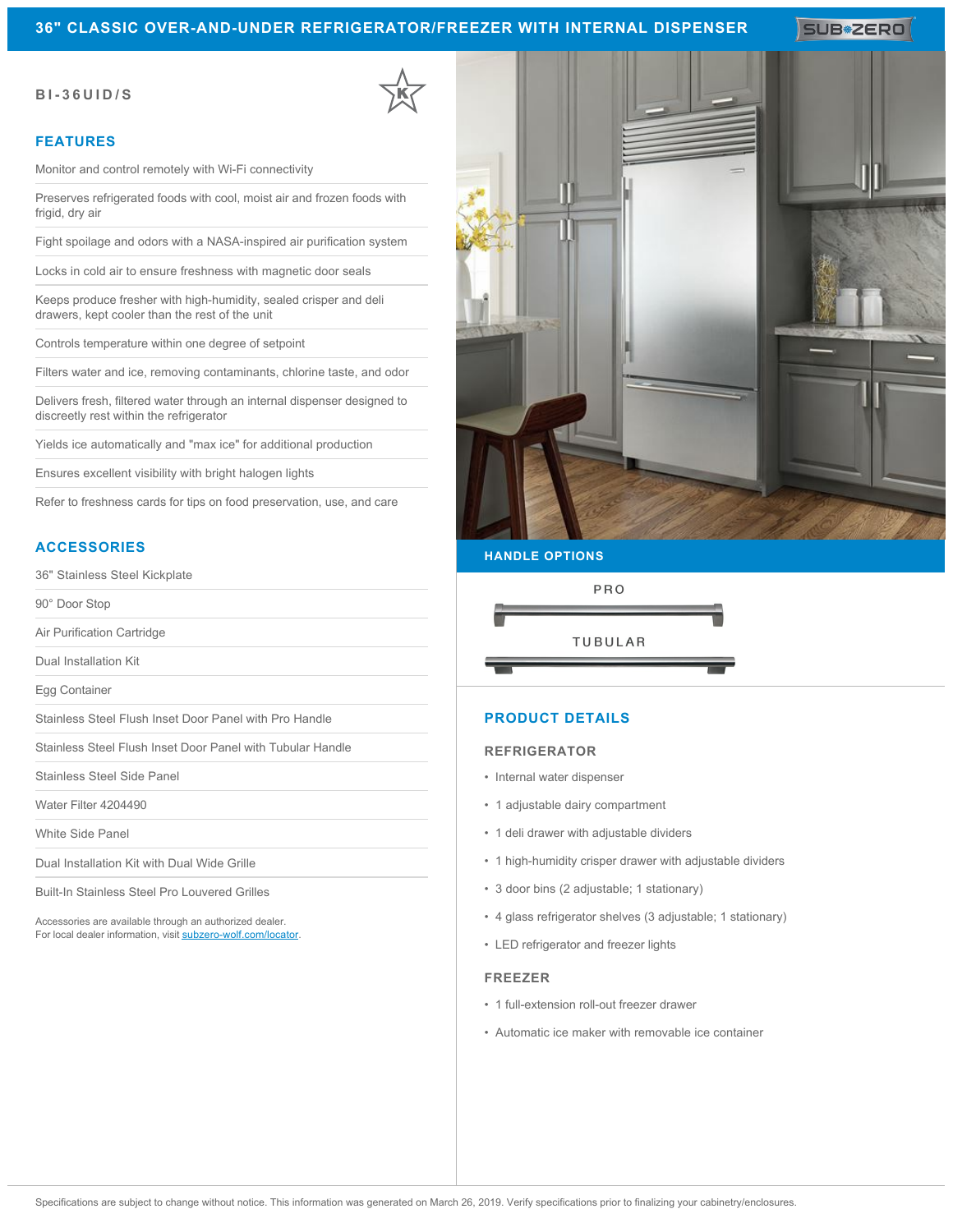# 36" CLASSIC OVER-AND-UNDER REFRIGERATOR/FREEZER WITH INTERNAL DISPENSER

**BI-36UID/S**

## FEATURES

- Monitor and control remotely with Wi-Fi connectivity
- Preserves refrigerated foods with cool, moist air and frozen foods with frigid, dry air
- Fight spoilage and odors with a NASA-inspired air purification system
- Locks in cold air to ensure freshness with magnetic door seals
- Keeps produce fresher with high-humidity, sealed crisper and deli drawers, kept cooler than the rest of the unit
- Controls temperature within one degree of setpoint
- Filters water and ice, removing contaminants, chlorine taste, and odor
- Delivers fresh, filtered water through an internal dispenser designed to discreetly rest within the refrigerator
- Yields ice automatically and "max ice" for additional production
- Ensures excellent visibility with bright halogen lights
- Refer to freshness cards for tips on food preservation, use, and care

## ACCESSORIES

- 36" Stainless Steel Kickplate
- 90° Door Stop
- Air Purification Cartridge
- Dual Installation Kit
- Egg Container
- Stainless Steel Flush Inset Door Panel with Pro Handle
- Stainless Steel Flush Inset Door Panel with Tubular Handle
- Stainless Steel Side Panel
- Water Filter 4204490
- White Side Panel
- Dual Installation Kit with Dual Wide Grille
- Built-In Stainless Steel Pro Louvered Grilles

Accessories are available through an authorized dealer.
For local dealer information, visit subzero-wolf.com/locator.

## HANDLE OPTIONS

PRO

TUBULAR

## PRODUCT DETAILS

### REFRIGERATOR

- Internal water dispenser
- 1 adjustable dairy compartment
- 1 deli drawer with adjustable dividers
- 1 high-humidity crisper drawer with adjustable dividers
- 3 door bins (2 adjustable; 1 stationary)
- 4 glass refrigerator shelves (3 adjustable; 1 stationary)
- LED refrigerator and freezer lights

### FREEZER

- 1 full-extension roll-out freezer drawer
- Automatic ice maker with removable ice container

Specifications are subject to change without notice. This information was generated on March 26, 2019. Verify specifications prior to finalizing your cabinetry/enclosures.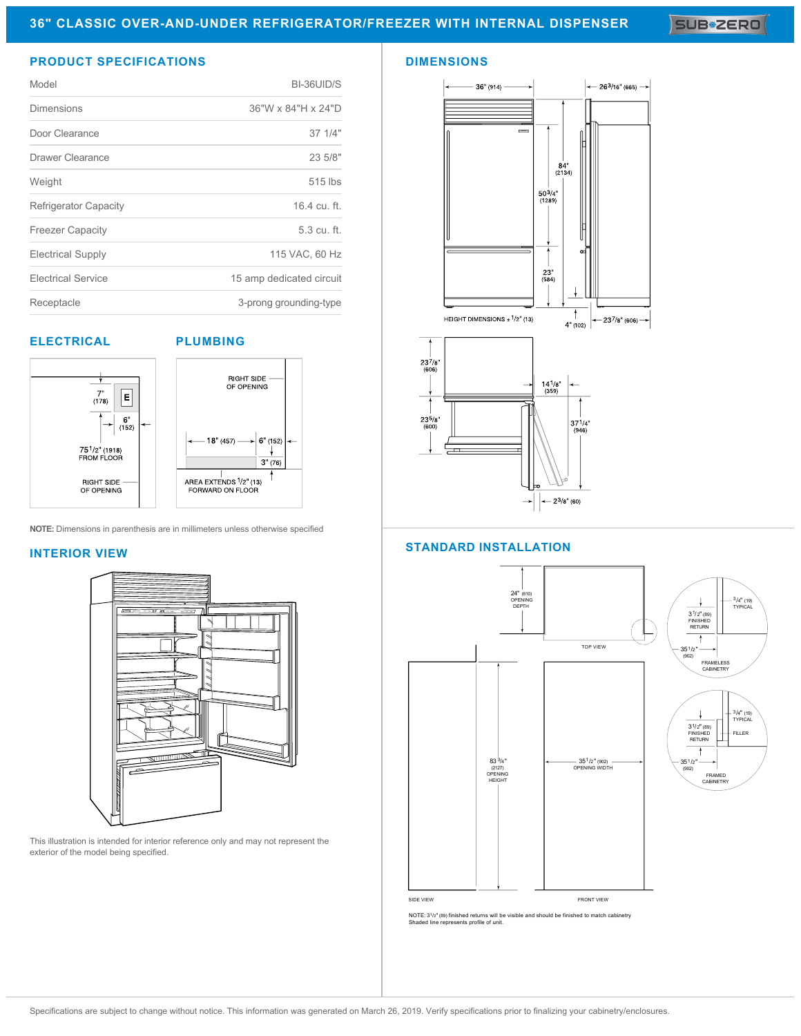# 36" CLASSIC OVER-AND-UNDER REFRIGERATOR/FREEZER WITH INTERNAL DISPENSER

## PRODUCT SPECIFICATIONS

| | |
|---|---|
| Model | BI-36UID/S |
| Dimensions | 36"W x 84"H x 24"D |
| Door Clearance | 37 1/4" |
| Drawer Clearance | 23 5/8" |
| Weight | 515 lbs |
| Refrigerator Capacity | 16.4 cu. ft. |
| Freezer Capacity | 5.3 cu. ft. |
| Electrical Supply | 115 VAC, 60 Hz |
| Electrical Service | 15 amp dedicated circuit |
| Receptacle | 3-prong grounding-type |

## ELECTRICAL

7" (178)

E

6" (152)

75 1/2" (1918) FROM FLOOR

RIGHT SIDE OF OPENING

## PLUMBING

RIGHT SIDE OF OPENING

18" (457)

6" (152)

3" (76)

AREA EXTENDS 1/2" (13) FORWARD ON FLOOR

**NOTE:** Dimensions in parenthesis are in millimeters unless otherwise specified

## INTERIOR VIEW

This illustration is intended for interior reference only and may not represent the exterior of the model being specified.

## DIMENSIONS

36" (914)

26 3/16" (665)

84" (2134)

50 3/4" (1289)

23" (584)

HEIGHT DIMENSIONS ± 1/2" (13)

4" (102)

23 7/8" (606)

23 7/8" (606)

14 1/8" (359)

23 5/8" (600)

37 1/4" (946)

2 3/8" (60)

## STANDARD INSTALLATION

24" (610) OPENING DEPTH

TOP VIEW

3/4" (19) TYPICAL

3 1/2" (89) FINISHED RETURN

35 1/2" (902)

FRAMELESS CABINETRY

3/4" (19) TYPICAL

3 1/2" (89) FINISHED RETURN

FILLER

35 1/2" (902)

FRAMED CABINETRY

83 3/4" (2127) OPENING HEIGHT

35 1/2" (902) OPENING WIDTH

SIDE VIEW

FRONT VIEW

NOTE: 3 1/2" (89) finished returns will be visible and should be finished to match cabinetry
Shaded line represents profile of unit.

Specifications are subject to change without notice. This information was generated on March 26, 2019. Verify specifications prior to finalizing your cabinetry/enclosures.